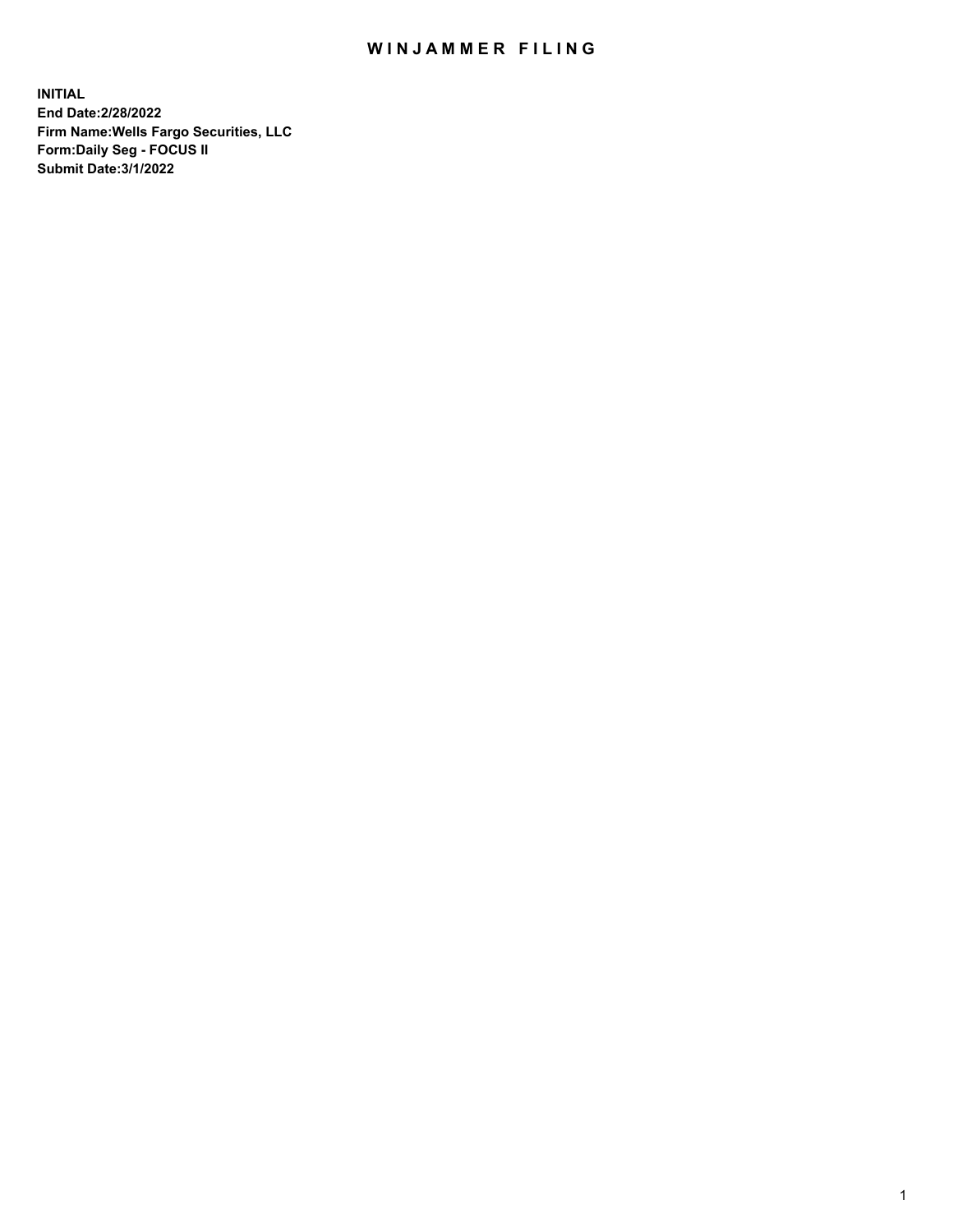# WINJAMMER FILING

**INITIAL**
**End Date:2/28/2022**
**Firm Name:Wells Fargo Securities, LLC**
**Form:Daily Seg - FOCUS II**
**Submit Date:3/1/2022**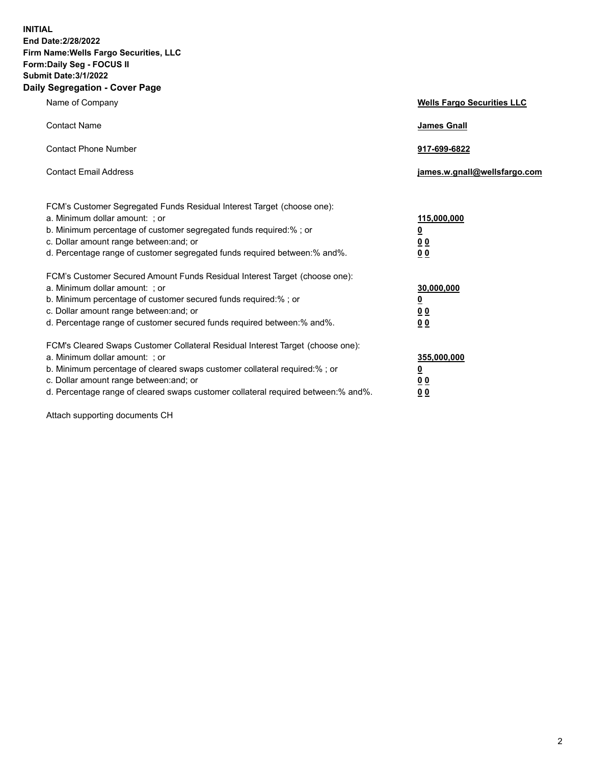**INITIAL**
**End Date:2/28/2022**
**Firm Name:Wells Fargo Securities, LLC**
**Form:Daily Seg - FOCUS II**
**Submit Date:3/1/2022**

## Daily Segregation - Cover Page

| | |
|---|---|
| Name of Company | **Wells Fargo Securities LLC** |
| Contact Name | **James Gnall** |
| Contact Phone Number | **917-699-6822** |
| Contact Email Address | **james.w.gnall@wellsfargo.com** |

| | |
|---|---|
| FCM's Customer Segregated Funds Residual Interest Target (choose one): | |
| a. Minimum dollar amount: ; or | **115,000,000** |
| b. Minimum percentage of customer segregated funds required:% ; or | **0** |
| c. Dollar amount range between:and; or | **0 0** |
| d. Percentage range of customer segregated funds required between:% and%. | **0 0** |
| FCM's Customer Secured Amount Funds Residual Interest Target (choose one): | |
| a. Minimum dollar amount: ; or | **30,000,000** |
| b. Minimum percentage of customer secured funds required:% ; or | **0** |
| c. Dollar amount range between:and; or | **0 0** |
| d. Percentage range of customer secured funds required between:% and%. | **0 0** |
| FCM's Cleared Swaps Customer Collateral Residual Interest Target (choose one): | |
| a. Minimum dollar amount: ; or | **355,000,000** |
| b. Minimum percentage of cleared swaps customer collateral required:% ; or | **0** |
| c. Dollar amount range between:and; or | **0 0** |
| d. Percentage range of cleared swaps customer collateral required between:% and%. | **0 0** |

Attach supporting documents CH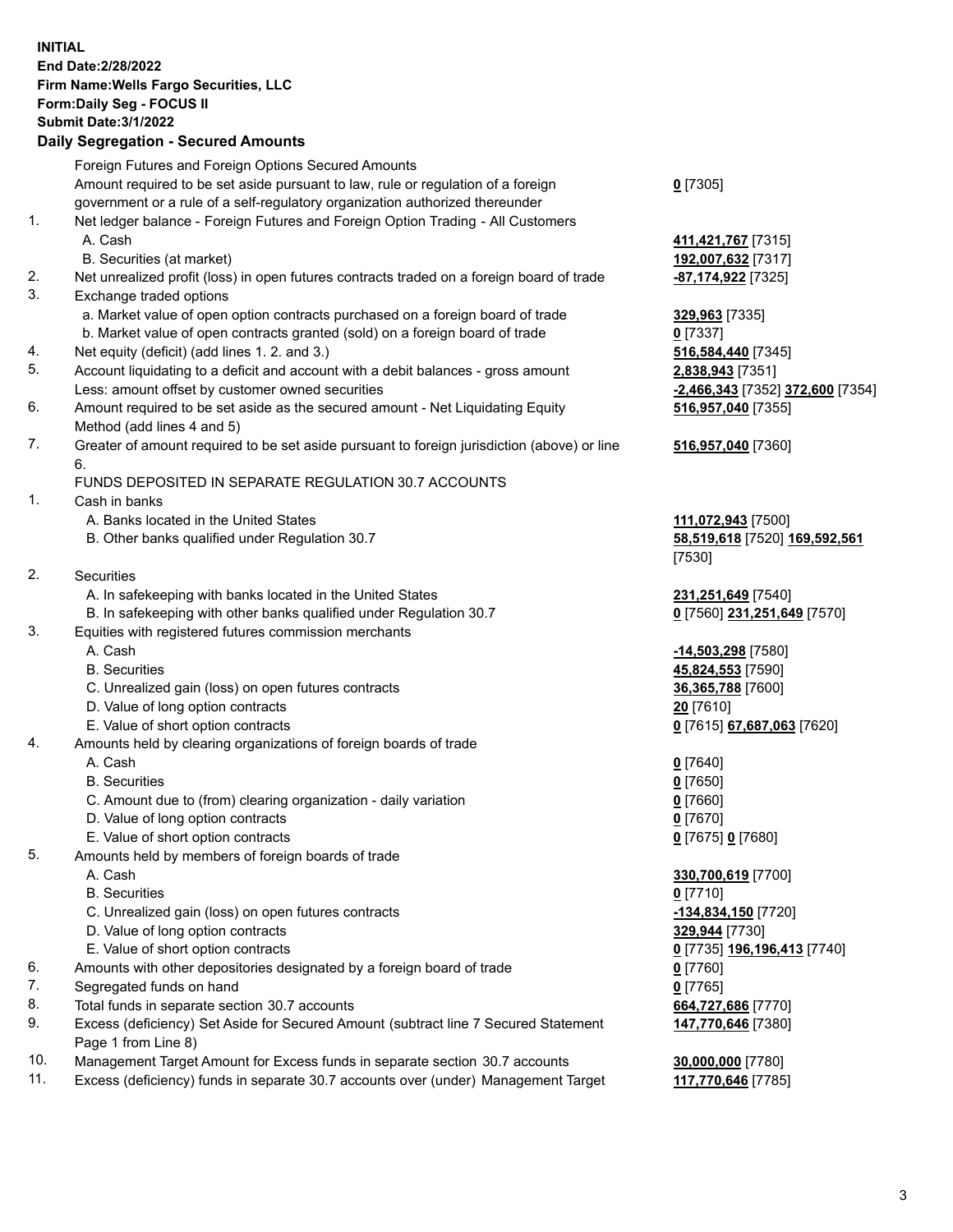**INITIAL**
**End Date:2/28/2022**
**Firm Name:Wells Fargo Securities, LLC**
**Form:Daily Seg - FOCUS II**
**Submit Date:3/1/2022**

## Daily Segregation - Secured Amounts

| | | |
|---|---|---|
| | Foreign Futures and Foreign Options Secured Amounts | |
| | Amount required to be set aside pursuant to law, rule or regulation of a foreign government or a rule of a self-regulatory organization authorized thereunder | **0** [7305] |
| 1. | Net ledger balance - Foreign Futures and Foreign Option Trading - All Customers | |
| | A. Cash | **411,421,767** [7315] |
| | B. Securities (at market) | **192,007,632** [7317] |
| 2. | Net unrealized profit (loss) in open futures contracts traded on a foreign board of trade | **-87,174,922** [7325] |
| 3. | Exchange traded options | |
| | a. Market value of open option contracts purchased on a foreign board of trade | **329,963** [7335] |
| | b. Market value of open contracts granted (sold) on a foreign board of trade | **0** [7337] |
| 4. | Net equity (deficit) (add lines 1. 2. and 3.) | **516,584,440** [7345] |
| 5. | Account liquidating to a deficit and account with a debit balances - gross amount | **2,838,943** [7351] |
| | Less: amount offset by customer owned securities | **-2,466,343** [7352] **372,600** [7354] |
| 6. | Amount required to be set aside as the secured amount - Net Liquidating Equity Method (add lines 4 and 5) | **516,957,040** [7355] |
| 7. | Greater of amount required to be set aside pursuant to foreign jurisdiction (above) or line 6. | **516,957,040** [7360] |
| | FUNDS DEPOSITED IN SEPARATE REGULATION 30.7 ACCOUNTS | |
| 1. | Cash in banks | |
| | A. Banks located in the United States | **111,072,943** [7500] |
| | B. Other banks qualified under Regulation 30.7 | **58,519,618** [7520] **169,592,561** [7530] |
| 2. | Securities | |
| | A. In safekeeping with banks located in the United States | **231,251,649** [7540] |
| | B. In safekeeping with other banks qualified under Regulation 30.7 | **0** [7560] **231,251,649** [7570] |
| 3. | Equities with registered futures commission merchants | |
| | A. Cash | **-14,503,298** [7580] |
| | B. Securities | **45,824,553** [7590] |
| | C. Unrealized gain (loss) on open futures contracts | **36,365,788** [7600] |
| | D. Value of long option contracts | **20** [7610] |
| | E. Value of short option contracts | **0** [7615] **67,687,063** [7620] |
| 4. | Amounts held by clearing organizations of foreign boards of trade | |
| | A. Cash | **0** [7640] |
| | B. Securities | **0** [7650] |
| | C. Amount due to (from) clearing organization - daily variation | **0** [7660] |
| | D. Value of long option contracts | **0** [7670] |
| | E. Value of short option contracts | **0** [7675] **0** [7680] |
| 5. | Amounts held by members of foreign boards of trade | |
| | A. Cash | **330,700,619** [7700] |
| | B. Securities | **0** [7710] |
| | C. Unrealized gain (loss) on open futures contracts | **-134,834,150** [7720] |
| | D. Value of long option contracts | **329,944** [7730] |
| | E. Value of short option contracts | **0** [7735] **196,196,413** [7740] |
| 6. | Amounts with other depositories designated by a foreign board of trade | **0** [7760] |
| 7. | Segregated funds on hand | **0** [7765] |
| 8. | Total funds in separate section 30.7 accounts | **664,727,686** [7770] |
| 9. | Excess (deficiency) Set Aside for Secured Amount (subtract line 7 Secured Statement Page 1 from Line 8) | **147,770,646** [7380] |
| 10. | Management Target Amount for Excess funds in separate section 30.7 accounts | **30,000,000** [7780] |
| 11. | Excess (deficiency) funds in separate 30.7 accounts over (under) Management Target | **117,770,646** [7785] |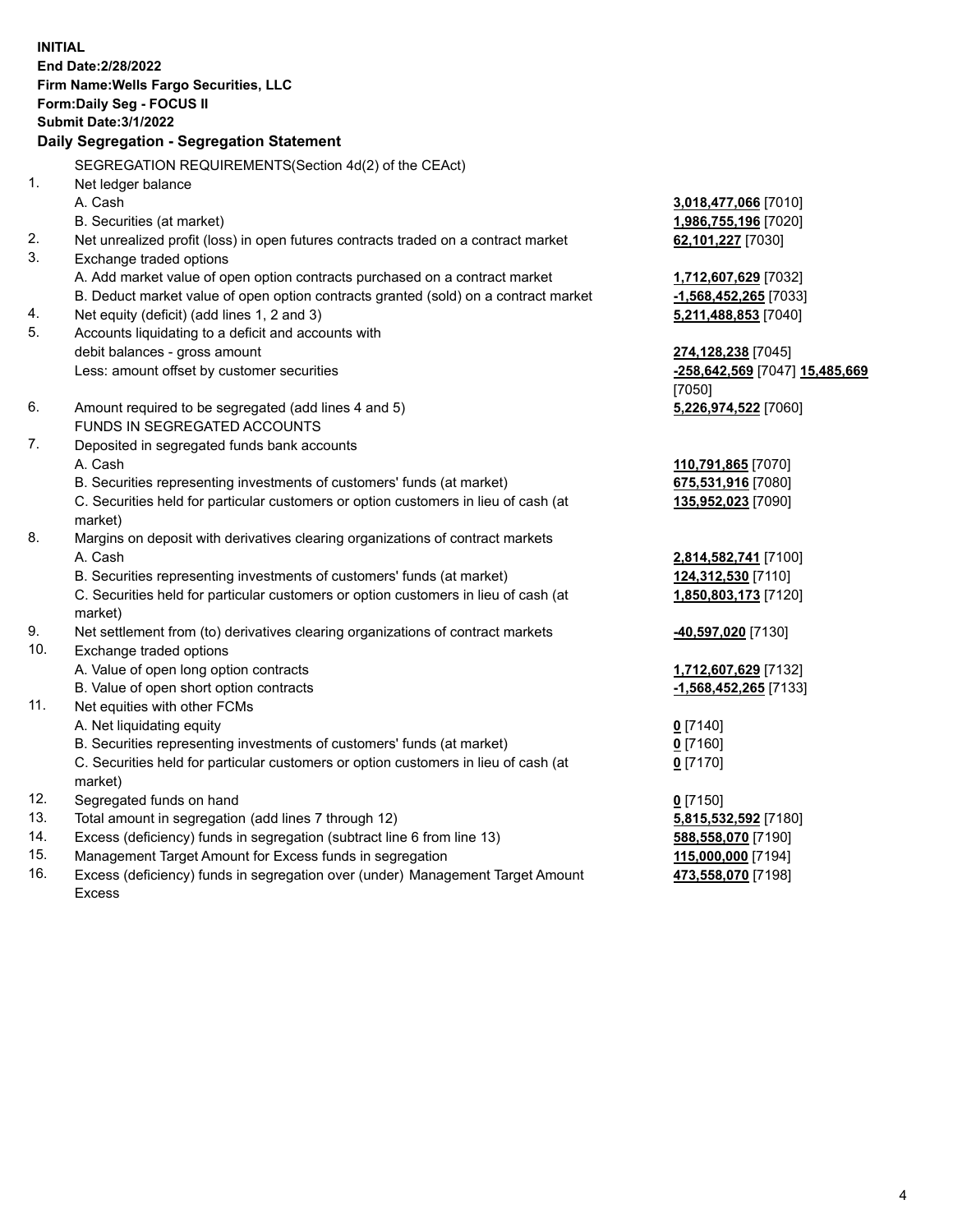**INITIAL**
**End Date:2/28/2022**
**Firm Name:Wells Fargo Securities, LLC**
**Form:Daily Seg - FOCUS II**
**Submit Date:3/1/2022**

## Daily Segregation - Segregation Statement

SEGREGATION REQUIREMENTS(Section 4d(2) of the CEAct)

| | | |
|---|---|---|
| 1. | Net ledger balance | |
| | A. Cash | **3,018,477,066** [7010] |
| | B. Securities (at market) | **1,986,755,196** [7020] |
| 2. | Net unrealized profit (loss) in open futures contracts traded on a contract market | **62,101,227** [7030] |
| 3. | Exchange traded options | |
| | A. Add market value of open option contracts purchased on a contract market | **1,712,607,629** [7032] |
| | B. Deduct market value of open option contracts granted (sold) on a contract market | **-1,568,452,265** [7033] |
| 4. | Net equity (deficit) (add lines 1, 2 and 3) | **5,211,488,853** [7040] |
| 5. | Accounts liquidating to a deficit and accounts with debit balances - gross amount | **274,128,238** [7045] |
| | Less: amount offset by customer securities | **-258,642,569** [7047] **15,485,669** [7050] |
| 6. | Amount required to be segregated (add lines 4 and 5) | **5,226,974,522** [7060] |
| | FUNDS IN SEGREGATED ACCOUNTS | |
| 7. | Deposited in segregated funds bank accounts | |
| | A. Cash | **110,791,865** [7070] |
| | B. Securities representing investments of customers' funds (at market) | **675,531,916** [7080] |
| | C. Securities held for particular customers or option customers in lieu of cash (at market) | **135,952,023** [7090] |
| 8. | Margins on deposit with derivatives clearing organizations of contract markets | |
| | A. Cash | **2,814,582,741** [7100] |
| | B. Securities representing investments of customers' funds (at market) | **124,312,530** [7110] |
| | C. Securities held for particular customers or option customers in lieu of cash (at market) | **1,850,803,173** [7120] |
| 9. | Net settlement from (to) derivatives clearing organizations of contract markets | **-40,597,020** [7130] |
| 10. | Exchange traded options | |
| | A. Value of open long option contracts | **1,712,607,629** [7132] |
| | B. Value of open short option contracts | **-1,568,452,265** [7133] |
| 11. | Net equities with other FCMs | |
| | A. Net liquidating equity | **0** [7140] |
| | B. Securities representing investments of customers' funds (at market) | **0** [7160] |
| | C. Securities held for particular customers or option customers in lieu of cash (at market) | **0** [7170] |
| 12. | Segregated funds on hand | **0** [7150] |
| 13. | Total amount in segregation (add lines 7 through 12) | **5,815,532,592** [7180] |
| 14. | Excess (deficiency) funds in segregation (subtract line 6 from line 13) | **588,558,070** [7190] |
| 15. | Management Target Amount for Excess funds in segregation | **115,000,000** [7194] |
| 16. | Excess (deficiency) funds in segregation over (under) Management Target Amount Excess | **473,558,070** [7198] |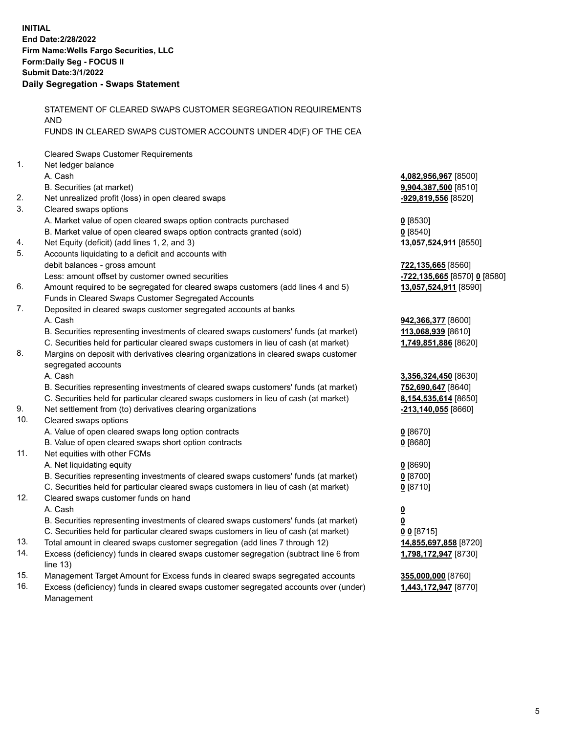**INITIAL**
**End Date:2/28/2022**
**Firm Name:Wells Fargo Securities, LLC**
**Form:Daily Seg - FOCUS II**
**Submit Date:3/1/2022**
**Daily Segregation - Swaps Statement**

STATEMENT OF CLEARED SWAPS CUSTOMER SEGREGATION REQUIREMENTS AND
FUNDS IN CLEARED SWAPS CUSTOMER ACCOUNTS UNDER 4D(F) OF THE CEA

| | | |
|---|---|---|
| | Cleared Swaps Customer Requirements | |
| 1. | Net ledger balance | |
| | A. Cash | **4,082,956,967** [8500] |
| | B. Securities (at market) | **9,904,387,500** [8510] |
| 2. | Net unrealized profit (loss) in open cleared swaps | **-929,819,556** [8520] |
| 3. | Cleared swaps options | |
| | A. Market value of open cleared swaps option contracts purchased | **0** [8530] |
| | B. Market value of open cleared swaps option contracts granted (sold) | **0** [8540] |
| 4. | Net Equity (deficit) (add lines 1, 2, and 3) | **13,057,524,911** [8550] |
| 5. | Accounts liquidating to a deficit and accounts with debit balances - gross amount | **722,135,665** [8560] |
| | Less: amount offset by customer owned securities | **-722,135,665** [8570] **0** [8580] |
| 6. | Amount required to be segregated for cleared swaps customers (add lines 4 and 5) | **13,057,524,911** [8590] |
| | Funds in Cleared Swaps Customer Segregated Accounts | |
| 7. | Deposited in cleared swaps customer segregated accounts at banks | |
| | A. Cash | **942,366,377** [8600] |
| | B. Securities representing investments of cleared swaps customers' funds (at market) | **113,068,939** [8610] |
| | C. Securities held for particular cleared swaps customers in lieu of cash (at market) | **1,749,851,886** [8620] |
| 8. | Margins on deposit with derivatives clearing organizations in cleared swaps customer segregated accounts | |
| | A. Cash | **3,356,324,450** [8630] |
| | B. Securities representing investments of cleared swaps customers' funds (at market) | **752,690,647** [8640] |
| | C. Securities held for particular cleared swaps customers in lieu of cash (at market) | **8,154,535,614** [8650] |
| 9. | Net settlement from (to) derivatives clearing organizations | **-213,140,055** [8660] |
| 10. | Cleared swaps options | |
| | A. Value of open cleared swaps long option contracts | **0** [8670] |
| | B. Value of open cleared swaps short option contracts | **0** [8680] |
| 11. | Net equities with other FCMs | |
| | A. Net liquidating equity | **0** [8690] |
| | B. Securities representing investments of cleared swaps customers' funds (at market) | **0** [8700] |
| | C. Securities held for particular cleared swaps customers in lieu of cash (at market) | **0** [8710] |
| 12. | Cleared swaps customer funds on hand | |
| | A. Cash | **0** |
| | B. Securities representing investments of cleared swaps customers' funds (at market) | **0** |
| | C. Securities held for particular cleared swaps customers in lieu of cash (at market) | **0** **0** [8715] |
| 13. | Total amount in cleared swaps customer segregation (add lines 7 through 12) | **14,855,697,858** [8720] |
| 14. | Excess (deficiency) funds in cleared swaps customer segregation (subtract line 6 from line 13) | **1,798,172,947** [8730] |
| 15. | Management Target Amount for Excess funds in cleared swaps segregated accounts | **355,000,000** [8760] |
| 16. | Excess (deficiency) funds in cleared swaps customer segregated accounts over (under) Management | **1,443,172,947** [8770] |